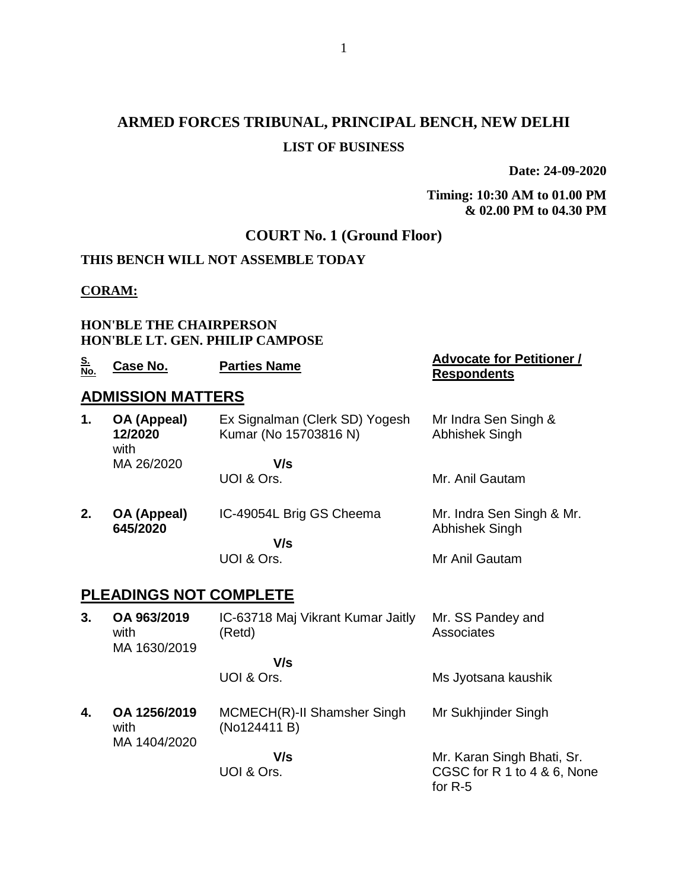# ARMED FORCES TRIBUNAL, PRINCIPAL BENCH, NEW DELHI

## LIST OF BUSINESS

**Date: 24-09-2020**

**Timing: 10:30 AM to 01.00 PM & 02.00 PM to 04.30 PM**

## COURT No. 1 (Ground Floor)

**THIS BENCH WILL NOT ASSEMBLE TODAY**

**CORAM:**

**HON'BLE THE CHAIRPERSON**
**HON'BLE LT. GEN. PHILIP CAMPOSE**

| S. No. | Case No. | Parties Name | Advocate for Petitioner / Respondents |
|---|---|---|---|
| **ADMISSION MATTERS** | | | |
| **1.** | **OA (Appeal) 12/2020** with MA 26/2020 | Ex Signalman (Clerk SD) Yogesh Kumar (No 15703816 N)<br>**V/s**<br>UOI & Ors. | Mr Indra Sen Singh & Abhishek Singh<br><br>Mr. Anil Gautam |
| **2.** | **OA (Appeal) 645/2020** | IC-49054L Brig GS Cheema<br>**V/s**<br>UOI & Ors. | Mr. Indra Sen Singh & Mr. Abhishek Singh<br><br>Mr Anil Gautam |
| **PLEADINGS NOT COMPLETE** | | | |
| **3.** | **OA 963/2019** with MA 1630/2019 | IC-63718 Maj Vikrant Kumar Jaitly (Retd)<br>**V/s**<br>UOI & Ors. | Mr. SS Pandey and Associates<br><br>Ms Jyotsana kaushik |
| **4.** | **OA 1256/2019** with MA 1404/2020 | MCMECH(R)-II Shamsher Singh (No124411 B)<br>**V/s**<br>UOI & Ors. | Mr Sukhjinder Singh<br><br>Mr. Karan Singh Bhati, Sr. CGSC for R 1 to 4 & 6, None for R-5 |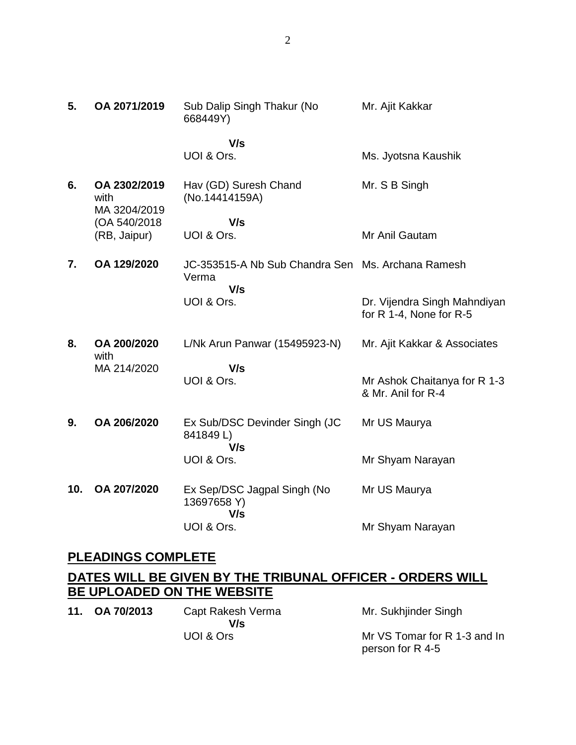| | | | |
|---|---|---|---|
| **5.** | **OA 2071/2019** | Sub Dalip Singh Thakur (No 668449Y) | Mr. Ajit Kakkar |
| | | **V/s** | |
| | | UOI & Ors. | Ms. Jyotsna Kaushik |
| **6.** | **OA 2302/2019** with MA 3204/2019 (OA 540/2018 (RB, Jaipur) | Hav (GD) Suresh Chand (No.14414159A) | Mr. S B Singh |
| | | **V/s** | |
| | | UOI & Ors. | Mr Anil Gautam |
| **7.** | **OA 129/2020** | JC-353515-A Nb Sub Chandra Sen Verma | Ms. Archana Ramesh |
| | | **V/s** | |
| | | UOI & Ors. | Dr. Vijendra Singh Mahndiyan for R 1-4, None for R-5 |
| **8.** | **OA 200/2020** with MA 214/2020 | L/Nk Arun Panwar (15495923-N) | Mr. Ajit Kakkar & Associates |
| | | **V/s** | |
| | | UOI & Ors. | Mr Ashok Chaitanya for R 1-3 & Mr. Anil for R-4 |
| **9.** | **OA 206/2020** | Ex Sub/DSC Devinder Singh (JC 841849 L) | Mr US Maurya |
| | | **V/s** | |
| | | UOI & Ors. | Mr Shyam Narayan |
| **10.** | **OA 207/2020** | Ex Sep/DSC Jagpal Singh (No 13697658 Y) | Mr US Maurya |
| | | **V/s** | |
| | | UOI & Ors. | Mr Shyam Narayan |

## PLEADINGS COMPLETE

## DATES WILL BE GIVEN BY THE TRIBUNAL OFFICER - ORDERS WILL BE UPLOADED ON THE WEBSITE

| | | | |
|---|---|---|---|
| **11.** | **OA 70/2013** | Capt Rakesh Verma | Mr. Sukhjinder Singh |
| | | **V/s** | |
| | | UOI & Ors | Mr VS Tomar for R 1-3 and In person for R 4-5 |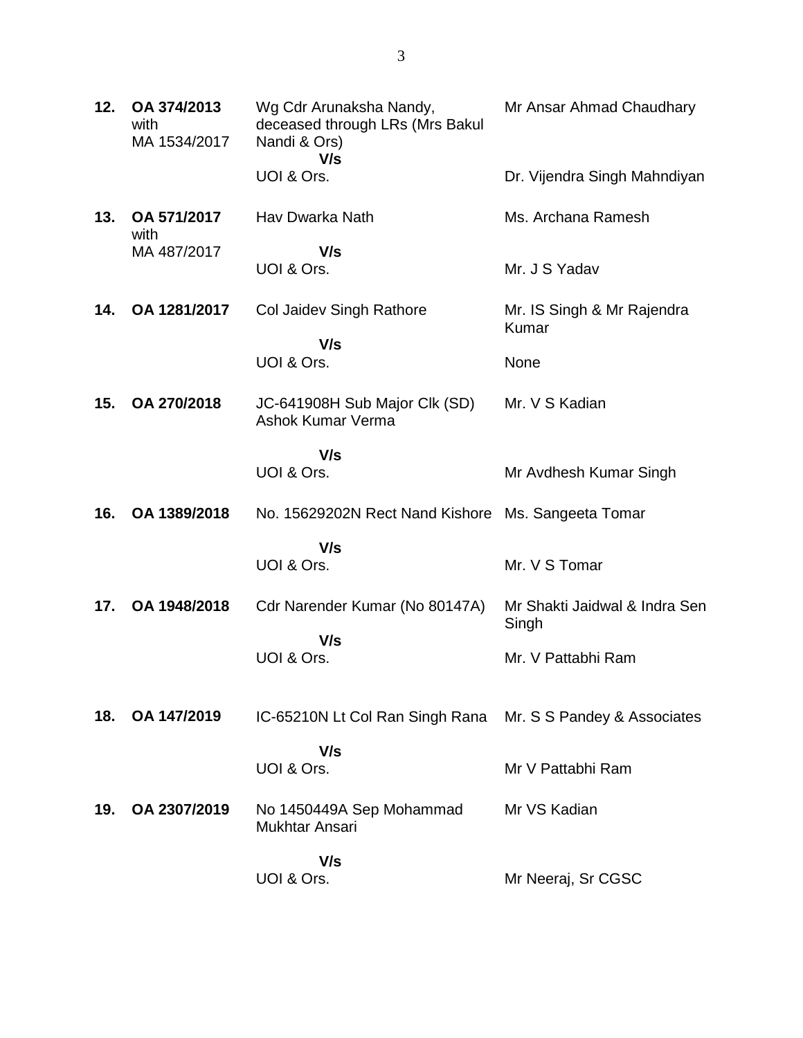| | | | |
|---|---|---|---|
| **12.** | **OA 374/2013** with MA 1534/2017 | Wg Cdr Arunaksha Nandy, deceased through LRs (Mrs Bakul Nandi & Ors) **V/s** UOI & Ors. | Mr Ansar Ahmad Chaudhary<br><br>Dr. Vijendra Singh Mahndiyan |
| **13.** | **OA 571/2017** with MA 487/2017 | Hav Dwarka Nath **V/s** UOI & Ors. | Ms. Archana Ramesh<br><br>Mr. J S Yadav |
| **14.** | **OA 1281/2017** | Col Jaidev Singh Rathore **V/s** UOI & Ors. | Mr. IS Singh & Mr Rajendra Kumar<br><br>None |
| **15.** | **OA 270/2018** | JC-641908H Sub Major Clk (SD) Ashok Kumar Verma **V/s** UOI & Ors. | Mr. V S Kadian<br><br>Mr Avdhesh Kumar Singh |
| **16.** | **OA 1389/2018** | No. 15629202N Rect Nand Kishore **V/s** UOI & Ors. | Ms. Sangeeta Tomar<br><br>Mr. V S Tomar |
| **17.** | **OA 1948/2018** | Cdr Narender Kumar (No 80147A) **V/s** UOI & Ors. | Mr Shakti Jaidwal & Indra Sen Singh<br><br>Mr. V Pattabhi Ram |
| **18.** | **OA 147/2019** | IC-65210N Lt Col Ran Singh Rana **V/s** UOI & Ors. | Mr. S S Pandey & Associates<br><br>Mr V Pattabhi Ram |
| **19.** | **OA 2307/2019** | No 1450449A Sep Mohammad Mukhtar Ansari **V/s** UOI & Ors. | Mr VS Kadian<br><br>Mr Neeraj, Sr CGSC |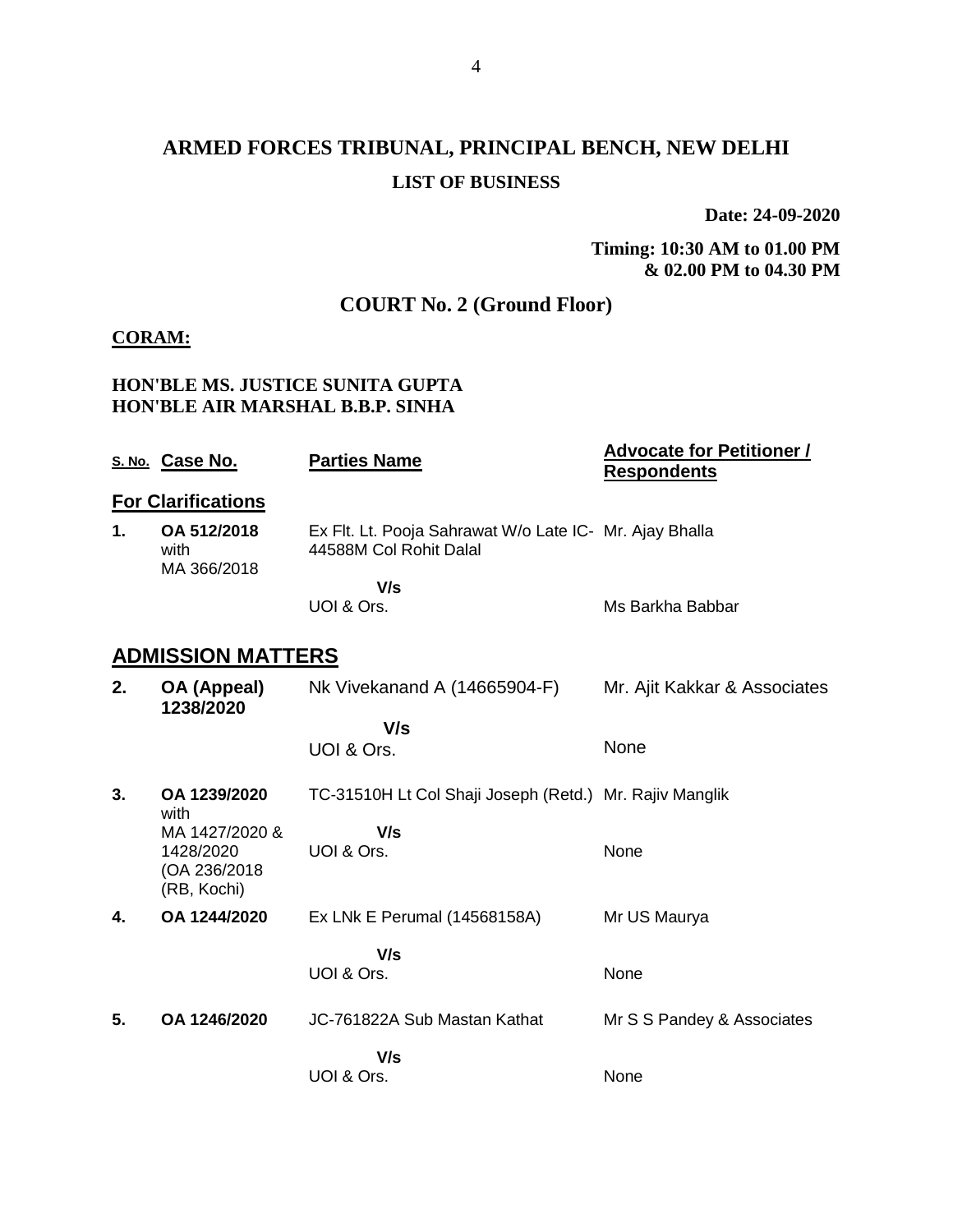# ARMED FORCES TRIBUNAL, PRINCIPAL BENCH, NEW DELHI

**LIST OF BUSINESS**

**Date: 24-09-2020**

**Timing: 10:30 AM to 01.00 PM & 02.00 PM to 04.30 PM**

## COURT No. 2 (Ground Floor)

**CORAM:**

**HON'BLE MS. JUSTICE SUNITA GUPTA**
**HON'BLE AIR MARSHAL B.B.P. SINHA**

| S. No. | Case No. | Parties Name | Advocate for Petitioner / Respondents |
|---|---|---|---|
| | **For Clarifications** | | |
| **1.** | **OA 512/2018** with MA 366/2018 | Ex Flt. Lt. Pooja Sahrawat W/o Late IC-44588M Col Rohit Dalal | Mr. Ajay Bhalla |
| | | **V/s** UOI & Ors. | Ms Barkha Babbar |
| | **ADMISSION MATTERS** | | |
| **2.** | **OA (Appeal) 1238/2020** | Nk Vivekanand A (14665904-F) | Mr. Ajit Kakkar & Associates |
| | | **V/s** UOI & Ors. | None |
| **3.** | **OA 1239/2020** with MA 1427/2020 & 1428/2020 (OA 236/2018 (RB, Kochi) | TC-31510H Lt Col Shaji Joseph (Retd.) | Mr. Rajiv Manglik |
| | | **V/s** UOI & Ors. | None |
| **4.** | **OA 1244/2020** | Ex LNk E Perumal (14568158A) | Mr US Maurya |
| | | **V/s** UOI & Ors. | None |
| **5.** | **OA 1246/2020** | JC-761822A Sub Mastan Kathat | Mr S S Pandey & Associates |
| | | **V/s** UOI & Ors. | None |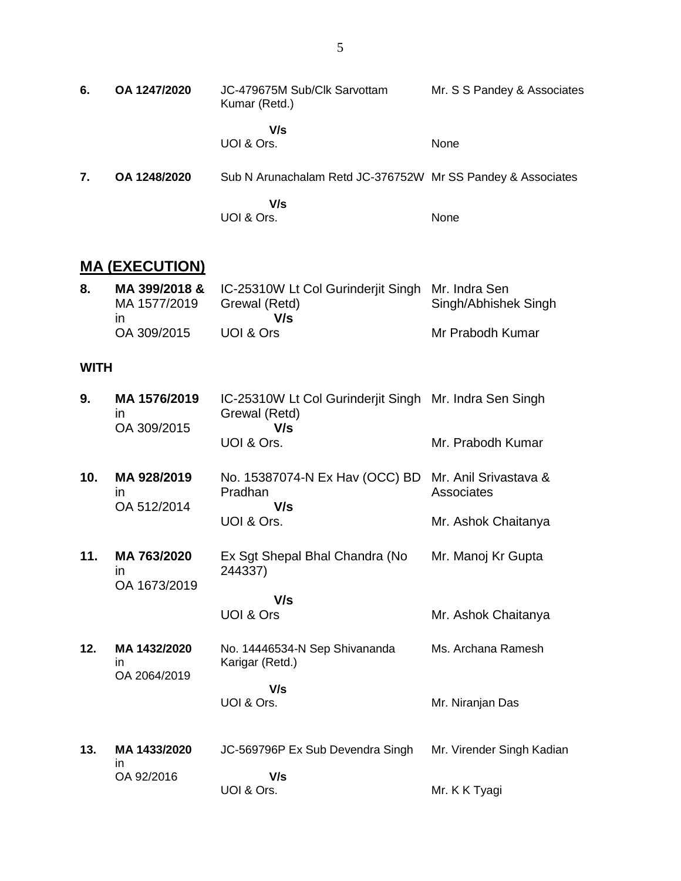| | | | |
|---|---|---|---|
| **6.** | **OA 1247/2020** | JC-479675M Sub/Clk Sarvottam Kumar (Retd.) | Mr. S S Pandey & Associates |
| | | **V/s** | |
| | | UOI & Ors. | None |
| **7.** | **OA 1248/2020** | Sub N Arunachalam Retd JC-376752W | Mr SS Pandey & Associates |
| | | **V/s** | |
| | | UOI & Ors. | None |

## MA (EXECUTION)

| | | | |
|---|---|---|---|
| **8.** | **MA 399/2018 &** MA 1577/2019 in OA 309/2015 | IC-25310W Lt Col Gurinderjit Singh Grewal (Retd) | Mr. Indra Sen Singh/Abhishek Singh |
| | | **V/s** | |
| | | UOI & Ors | Mr Prabodh Kumar |

**WITH**

| | | | |
|---|---|---|---|
| **9.** | **MA 1576/2019** in OA 309/2015 | IC-25310W Lt Col Gurinderjit Singh Grewal (Retd) | Mr. Indra Sen Singh |
| | | **V/s** | |
| | | UOI & Ors. | Mr. Prabodh Kumar |
| **10.** | **MA 928/2019** in OA 512/2014 | No. 15387074-N Ex Hav (OCC) BD Pradhan | Mr. Anil Srivastava & Associates |
| | | **V/s** | |
| | | UOI & Ors. | Mr. Ashok Chaitanya |
| **11.** | **MA 763/2020** in OA 1673/2019 | Ex Sgt Shepal Bhal Chandra (No 244337) | Mr. Manoj Kr Gupta |
| | | **V/s** | |
| | | UOI & Ors | Mr. Ashok Chaitanya |
| **12.** | **MA 1432/2020** in OA 2064/2019 | No. 14446534-N Sep Shivananda Karigar (Retd.) | Ms. Archana Ramesh |
| | | **V/s** | |
| | | UOI & Ors. | Mr. Niranjan Das |
| **13.** | **MA 1433/2020** in OA 92/2016 | JC-569796P Ex Sub Devendra Singh | Mr. Virender Singh Kadian |
| | | **V/s** | |
| | | UOI & Ors. | Mr. K K Tyagi |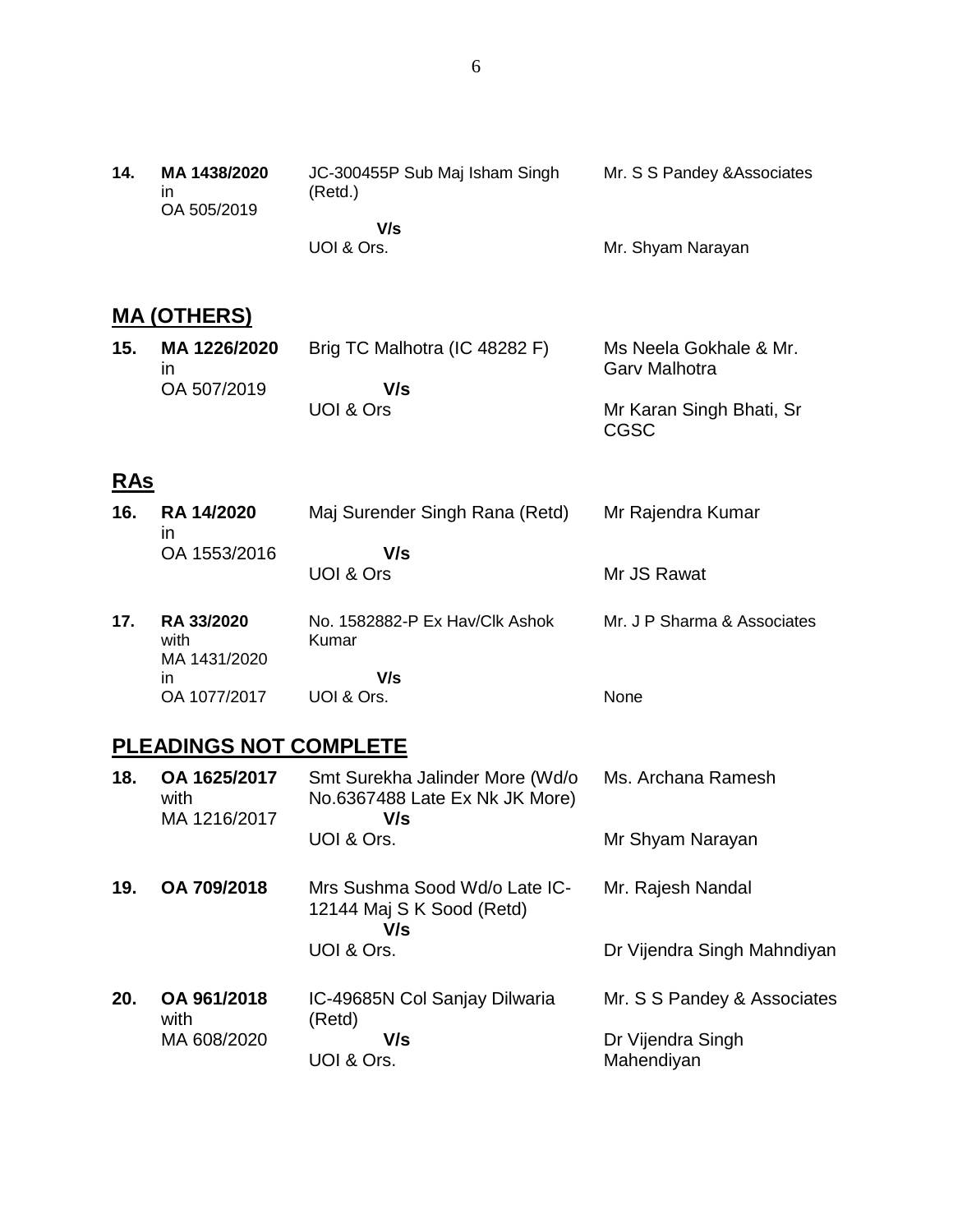| | | | |
|---|---|---|---|
| **14.** | **MA 1438/2020** in OA 505/2019 | JC-300455P Sub Maj Isham Singh (Retd.) **V/s** UOI & Ors. | Mr. S S Pandey &Associates<br><br>Mr. Shyam Narayan |

## MA (OTHERS)

| | | | |
|---|---|---|---|
| **15.** | **MA 1226/2020** in OA 507/2019 | Brig TC Malhotra (IC 48282 F) **V/s** UOI & Ors | Ms Neela Gokhale & Mr. Garv Malhotra<br><br>Mr Karan Singh Bhati, Sr CGSC |

## RAs

| | | | |
|---|---|---|---|
| **16.** | **RA 14/2020** in OA 1553/2016 | Maj Surender Singh Rana (Retd) **V/s** UOI & Ors | Mr Rajendra Kumar<br><br>Mr JS Rawat |
| **17.** | **RA 33/2020** with MA 1431/2020 in OA 1077/2017 | No. 1582882-P Ex Hav/Clk Ashok Kumar **V/s** UOI & Ors. | Mr. J P Sharma & Associates<br><br>None |

## PLEADINGS NOT COMPLETE

| | | | |
|---|---|---|---|
| **18.** | **OA 1625/2017** with MA 1216/2017 | Smt Surekha Jalinder More (Wd/o No.6367488 Late Ex Nk JK More) **V/s** UOI & Ors. | Ms. Archana Ramesh<br><br>Mr Shyam Narayan |
| **19.** | **OA 709/2018** | Mrs Sushma Sood Wd/o Late IC-12144 Maj S K Sood (Retd) **V/s** UOI & Ors. | Mr. Rajesh Nandal<br><br>Dr Vijendra Singh Mahndiyan |
| **20.** | **OA 961/2018** with MA 608/2020 | IC-49685N Col Sanjay Dilwaria (Retd) **V/s** UOI & Ors. | Mr. S S Pandey & Associates<br><br>Dr Vijendra Singh Mahendiyan |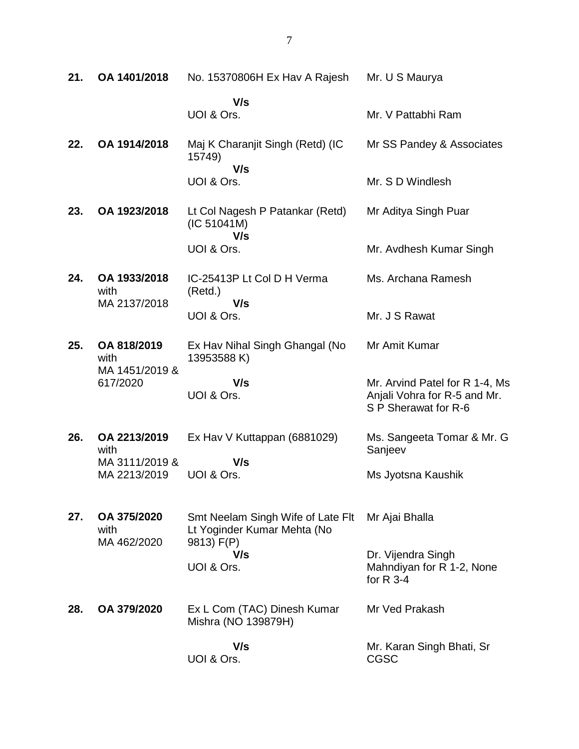| | | | |
|---|---|---|---|
| **21.** | **OA 1401/2018** | No. 15370806H Ex Hav A Rajesh<br>**V/s**<br>UOI & Ors. | Mr. U S Maurya<br><br>Mr. V Pattabhi Ram |
| **22.** | **OA 1914/2018** | Maj K Charanjit Singh (Retd) (IC 15749)<br>**V/s**<br>UOI & Ors. | Mr SS Pandey & Associates<br><br>Mr. S D Windlesh |
| **23.** | **OA 1923/2018** | Lt Col Nagesh P Patankar (Retd) (IC 51041M)<br>**V/s**<br>UOI & Ors. | Mr Aditya Singh Puar<br><br>Mr. Avdhesh Kumar Singh |
| **24.** | **OA 1933/2018** with MA 2137/2018 | IC-25413P Lt Col D H Verma (Retd.)<br>**V/s**<br>UOI & Ors. | Ms. Archana Ramesh<br><br>Mr. J S Rawat |
| **25.** | **OA 818/2019** with MA 1451/2019 & 617/2020 | Ex Hav Nihal Singh Ghangal (No 13953588 K)<br>**V/s**<br>UOI & Ors. | Mr Amit Kumar<br><br>Mr. Arvind Patel for R 1-4, Ms Anjali Vohra for R-5 and Mr. S P Sherawat for R-6 |
| **26.** | **OA 2213/2019** with MA 3111/2019 & MA 2213/2019 | Ex Hav V Kuttappan (6881029)<br>**V/s**<br>UOI & Ors. | Ms. Sangeeta Tomar & Mr. G Sanjeev<br><br>Ms Jyotsna Kaushik |
| **27.** | **OA 375/2020** with MA 462/2020 | Smt Neelam Singh Wife of Late Flt Lt Yoginder Kumar Mehta (No 9813) F(P)<br>**V/s**<br>UOI & Ors. | Mr Ajai Bhalla<br><br>Dr. Vijendra Singh Mahndiyan for R 1-2, None for R 3-4 |
| **28.** | **OA 379/2020** | Ex L Com (TAC) Dinesh Kumar Mishra (NO 139879H)<br>**V/s**<br>UOI & Ors. | Mr Ved Prakash<br><br>Mr. Karan Singh Bhati, Sr CGSC |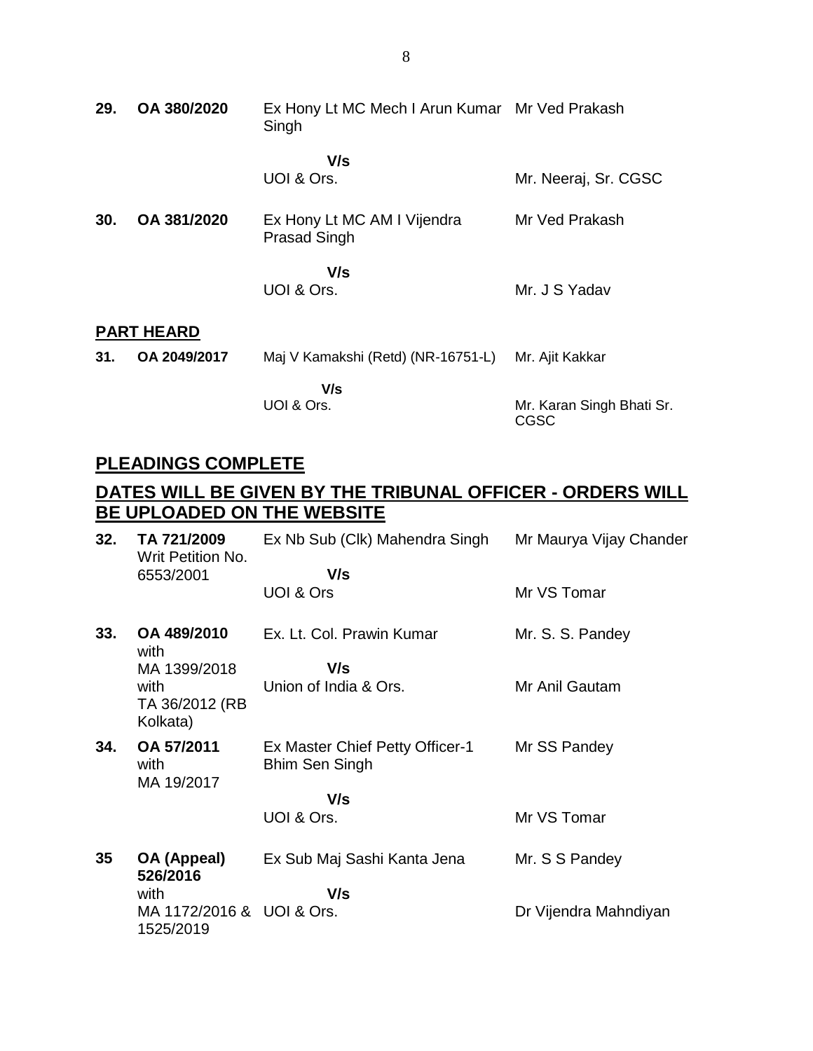| | | | |
|---|---|---|---|
| **29.** | **OA 380/2020** | Ex Hony Lt MC Mech I Arun Kumar Singh | Mr Ved Prakash |
| | | **V/s** | |
| | | UOI & Ors. | Mr. Neeraj, Sr. CGSC |
| **30.** | **OA 381/2020** | Ex Hony Lt MC AM I Vijendra Prasad Singh | Mr Ved Prakash |
| | | **V/s** | |
| | | UOI & Ors. | Mr. J S Yadav |

**PART HEARD**

| | | | |
|---|---|---|---|
| **31.** | **OA 2049/2017** | Maj V Kamakshi (Retd) (NR-16751-L) | Mr. Ajit Kakkar |
| | | **V/s** | |
| | | UOI & Ors. | Mr. Karan Singh Bhati Sr. CGSC |

## PLEADINGS COMPLETE

## DATES WILL BE GIVEN BY THE TRIBUNAL OFFICER - ORDERS WILL BE UPLOADED ON THE WEBSITE

| | | | |
|---|---|---|---|
| **32.** | **TA 721/2009** Writ Petition No. 6553/2001 | Ex Nb Sub (Clk) Mahendra Singh | Mr Maurya Vijay Chander |
| | | **V/s** | |
| | | UOI & Ors | Mr VS Tomar |
| **33.** | **OA 489/2010** with MA 1399/2018 with TA 36/2012 (RB Kolkata) | Ex. Lt. Col. Prawin Kumar | Mr. S. S. Pandey |
| | | **V/s** | |
| | | Union of India & Ors. | Mr Anil Gautam |
| **34.** | **OA 57/2011** with MA 19/2017 | Ex Master Chief Petty Officer-1 Bhim Sen Singh | Mr SS Pandey |
| | | **V/s** | |
| | | UOI & Ors. | Mr VS Tomar |
| **35** | **OA (Appeal) 526/2016** with MA 1172/2016 & 1525/2019 | Ex Sub Maj Sashi Kanta Jena | Mr. S S Pandey |
| | | **V/s** | |
| | | UOI & Ors. | Dr Vijendra Mahndiyan |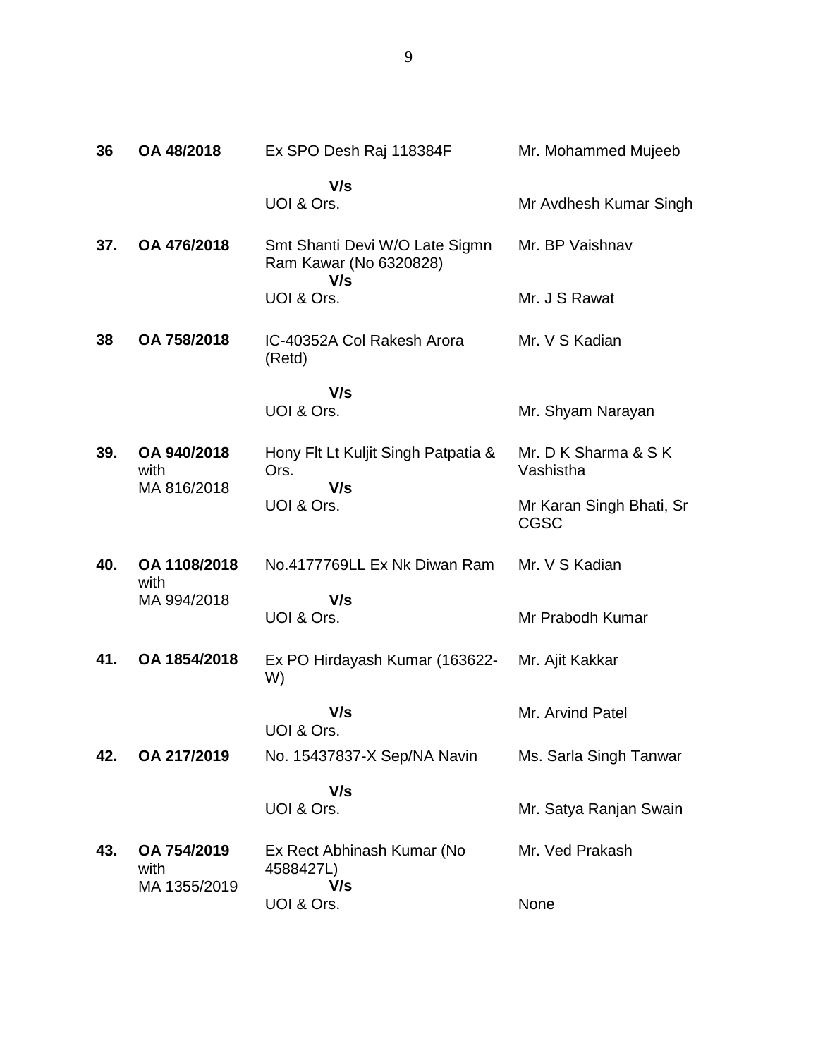| | | | |
|---|---|---|---|
| **36** | **OA 48/2018** | Ex SPO Desh Raj 118384F<br>**V/s**<br>UOI & Ors. | Mr. Mohammed Mujeeb<br><br>Mr Avdhesh Kumar Singh |
| **37.** | **OA 476/2018** | Smt Shanti Devi W/O Late Sigmn Ram Kawar (No 6320828)<br>**V/s**<br>UOI & Ors. | Mr. BP Vaishnav<br><br>Mr. J S Rawat |
| **38** | **OA 758/2018** | IC-40352A Col Rakesh Arora (Retd)<br>**V/s**<br>UOI & Ors. | Mr. V S Kadian<br><br>Mr. Shyam Narayan |
| **39.** | **OA 940/2018** with MA 816/2018 | Hony Flt Lt Kuljit Singh Patpatia & Ors.<br>**V/s**<br>UOI & Ors. | Mr. D K Sharma & S K Vashistha<br><br>Mr Karan Singh Bhati, Sr CGSC |
| **40.** | **OA 1108/2018** with MA 994/2018 | No.4177769LL Ex Nk Diwan Ram<br>**V/s**<br>UOI & Ors. | Mr. V S Kadian<br><br>Mr Prabodh Kumar |
| **41.** | **OA 1854/2018** | Ex PO Hirdayash Kumar (163622-W)<br>**V/s**<br>UOI & Ors. | Mr. Ajit Kakkar<br><br>Mr. Arvind Patel |
| **42.** | **OA 217/2019** | No. 15437837-X Sep/NA Navin<br>**V/s**<br>UOI & Ors. | Ms. Sarla Singh Tanwar<br><br>Mr. Satya Ranjan Swain |
| **43.** | **OA 754/2019** with MA 1355/2019 | Ex Rect Abhinash Kumar (No 4588427L)<br>**V/s**<br>UOI & Ors. | Mr. Ved Prakash<br><br>None |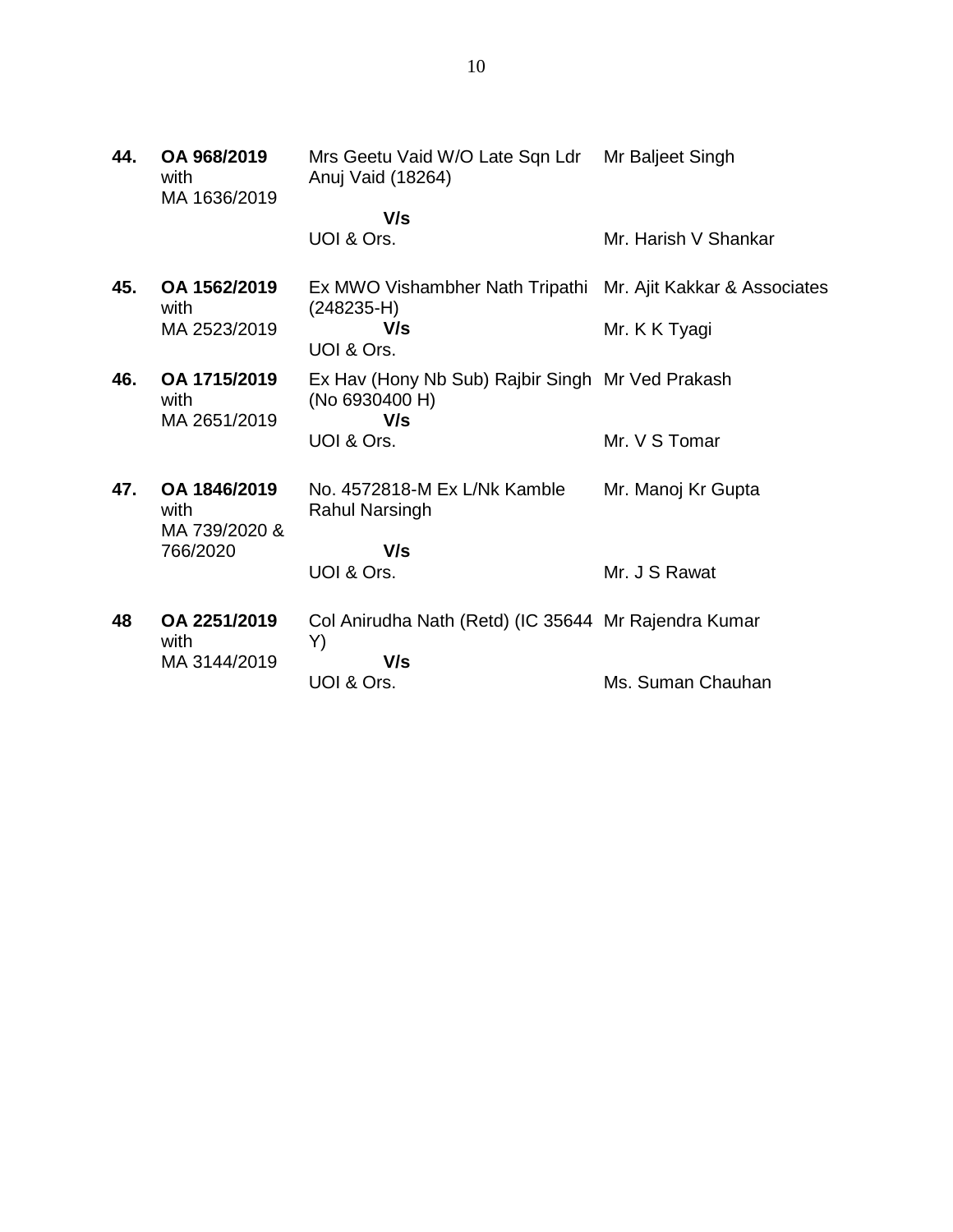| | | | |
|---|---|---|---|
| **44.** | **OA 968/2019** with MA 1636/2019 | Mrs Geetu Vaid W/O Late Sqn Ldr Anuj Vaid (18264)<br>**V/s**<br>UOI & Ors. | Mr Baljeet Singh<br><br>Mr. Harish V Shankar |
| **45.** | **OA 1562/2019** with MA 2523/2019 | Ex MWO Vishambher Nath Tripathi (248235-H)<br>**V/s**<br>UOI & Ors. | Mr. Ajit Kakkar & Associates<br><br>Mr. K K Tyagi |
| **46.** | **OA 1715/2019** with MA 2651/2019 | Ex Hav (Hony Nb Sub) Rajbir Singh (No 6930400 H)<br>**V/s**<br>UOI & Ors. | Mr Ved Prakash<br><br>Mr. V S Tomar |
| **47.** | **OA 1846/2019** with MA 739/2020 & 766/2020 | No. 4572818-M Ex L/Nk Kamble Rahul Narsingh<br>**V/s**<br>UOI & Ors. | Mr. Manoj Kr Gupta<br><br>Mr. J S Rawat |
| **48** | **OA 2251/2019** with MA 3144/2019 | Col Anirudha Nath (Retd) (IC 35644 Y)<br>**V/s**<br>UOI & Ors. | Mr Rajendra Kumar<br><br>Ms. Suman Chauhan |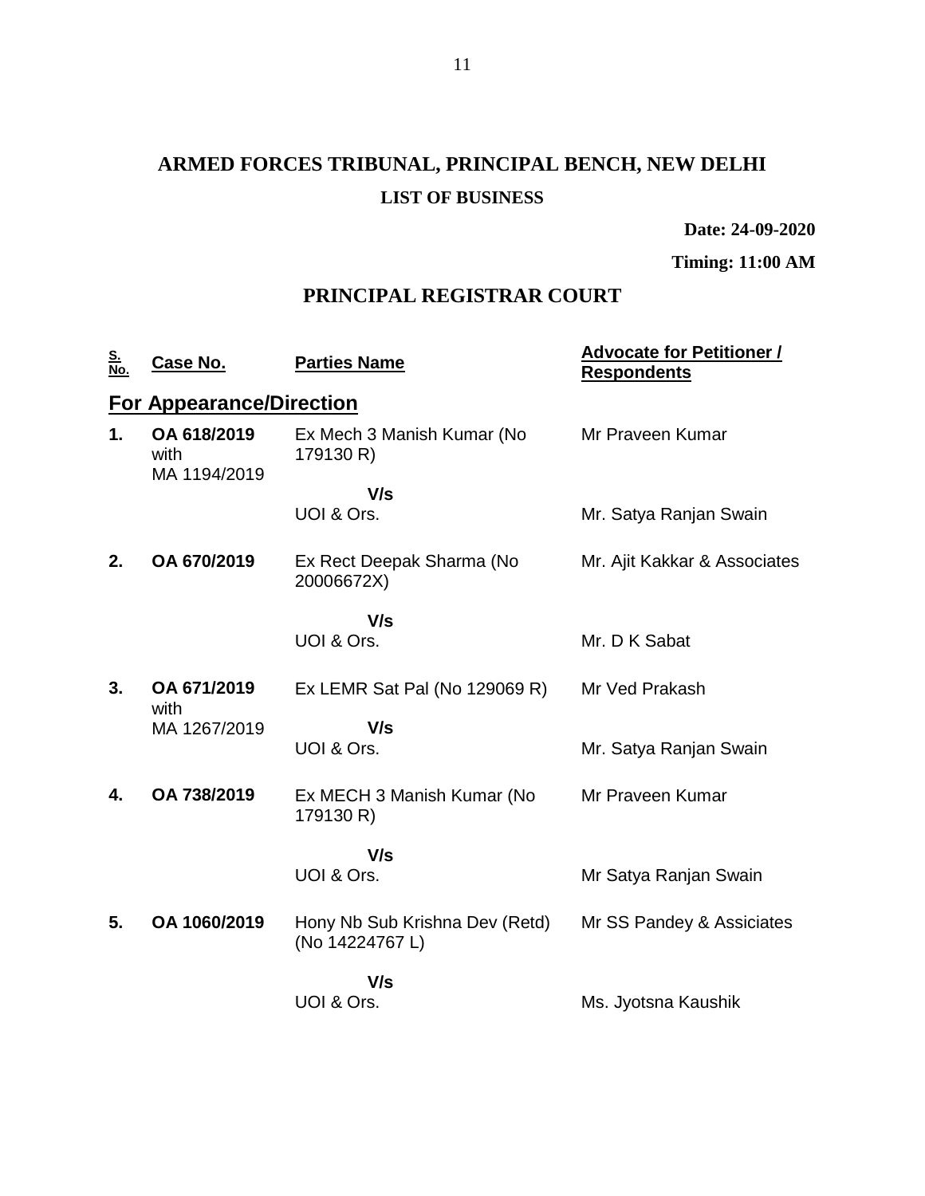# ARMED FORCES TRIBUNAL, PRINCIPAL BENCH, NEW DELHI

## LIST OF BUSINESS

**Date: 24-09-2020**

**Timing: 11:00 AM**

## PRINCIPAL REGISTRAR COURT

| S. No. | Case No. | Parties Name | Advocate for Petitioner / Respondents |
|---|---|---|---|
| **For Appearance/Direction** | | | |
| **1.** | **OA 618/2019** with MA 1194/2019 | Ex Mech 3 Manish Kumar (No 179130 R) | Mr Praveen Kumar |
| | | **V/s** | |
| | | UOI & Ors. | Mr. Satya Ranjan Swain |
| **2.** | **OA 670/2019** | Ex Rect Deepak Sharma (No 20006672X) | Mr. Ajit Kakkar & Associates |
| | | **V/s** | |
| | | UOI & Ors. | Mr. D K Sabat |
| **3.** | **OA 671/2019** with MA 1267/2019 | Ex LEMR Sat Pal (No 129069 R) | Mr Ved Prakash |
| | | **V/s** | |
| | | UOI & Ors. | Mr. Satya Ranjan Swain |
| **4.** | **OA 738/2019** | Ex MECH 3 Manish Kumar (No 179130 R) | Mr Praveen Kumar |
| | | **V/s** | |
| | | UOI & Ors. | Mr Satya Ranjan Swain |
| **5.** | **OA 1060/2019** | Hony Nb Sub Krishna Dev (Retd) (No 14224767 L) | Mr SS Pandey & Assiciates |
| | | **V/s** | |
| | | UOI & Ors. | Ms. Jyotsna Kaushik |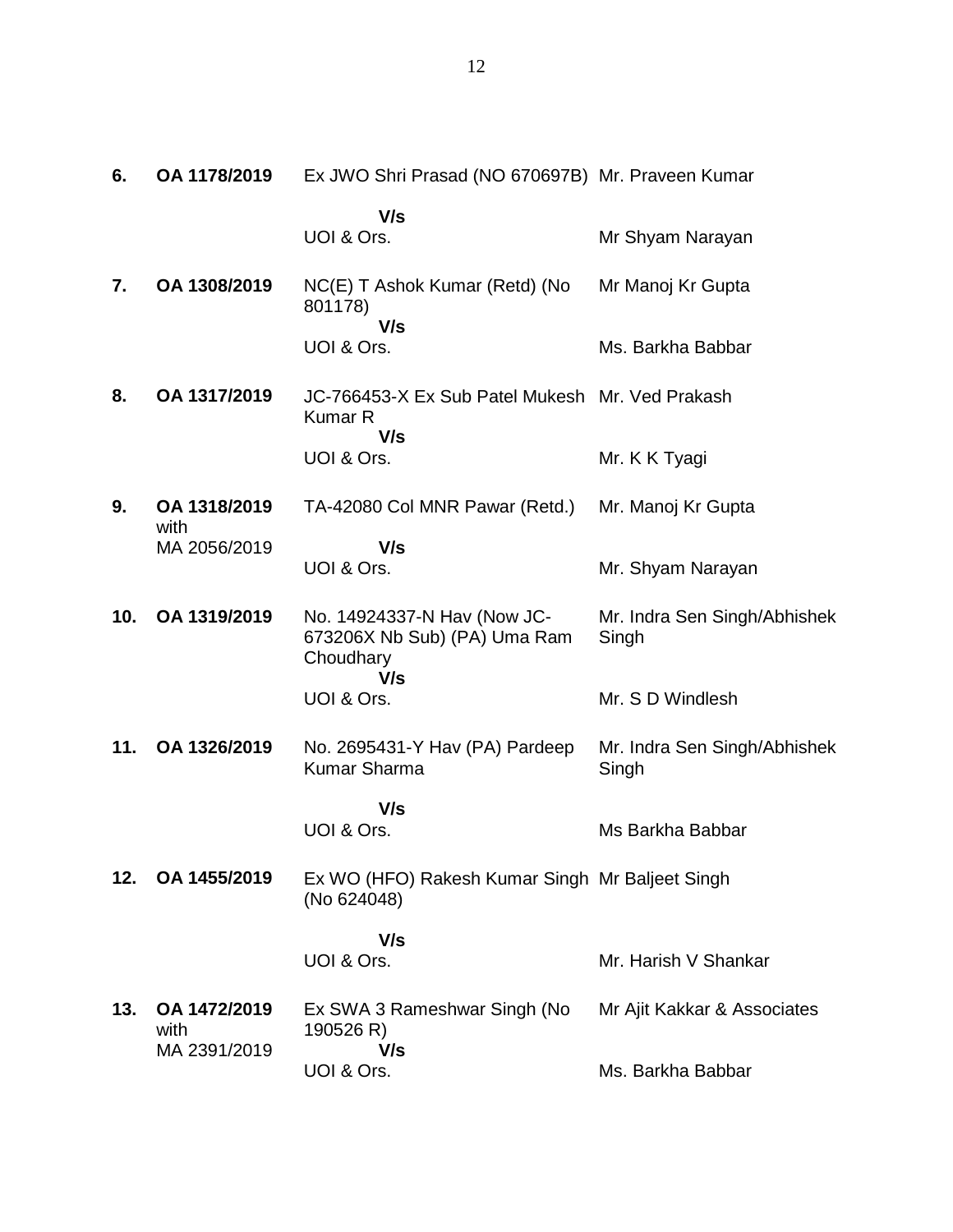| | | | |
|---|---|---|---|
| **6.** | **OA 1178/2019** | Ex JWO Shri Prasad (NO 670697B)<br>**V/s**<br>UOI & Ors. | Mr. Praveen Kumar<br><br>Mr Shyam Narayan |
| **7.** | **OA 1308/2019** | NC(E) T Ashok Kumar (Retd) (No 801178)<br>**V/s**<br>UOI & Ors. | Mr Manoj Kr Gupta<br><br>Ms. Barkha Babbar |
| **8.** | **OA 1317/2019** | JC-766453-X Ex Sub Patel Mukesh Kumar R<br>**V/s**<br>UOI & Ors. | Mr. Ved Prakash<br><br>Mr. K K Tyagi |
| **9.** | **OA 1318/2019** with MA 2056/2019 | TA-42080 Col MNR Pawar (Retd.)<br>**V/s**<br>UOI & Ors. | Mr. Manoj Kr Gupta<br><br>Mr. Shyam Narayan |
| **10.** | **OA 1319/2019** | No. 14924337-N Hav (Now JC-673206X Nb Sub) (PA) Uma Ram Choudhary<br>**V/s**<br>UOI & Ors. | Mr. Indra Sen Singh/Abhishek Singh<br><br>Mr. S D Windlesh |
| **11.** | **OA 1326/2019** | No. 2695431-Y Hav (PA) Pardeep Kumar Sharma<br>**V/s**<br>UOI & Ors. | Mr. Indra Sen Singh/Abhishek Singh<br><br>Ms Barkha Babbar |
| **12.** | **OA 1455/2019** | Ex WO (HFO) Rakesh Kumar Singh (No 624048)<br>**V/s**<br>UOI & Ors. | Mr Baljeet Singh<br><br>Mr. Harish V Shankar |
| **13.** | **OA 1472/2019** with MA 2391/2019 | Ex SWA 3 Rameshwar Singh (No 190526 R)<br>**V/s**<br>UOI & Ors. | Mr Ajit Kakkar & Associates<br><br>Ms. Barkha Babbar |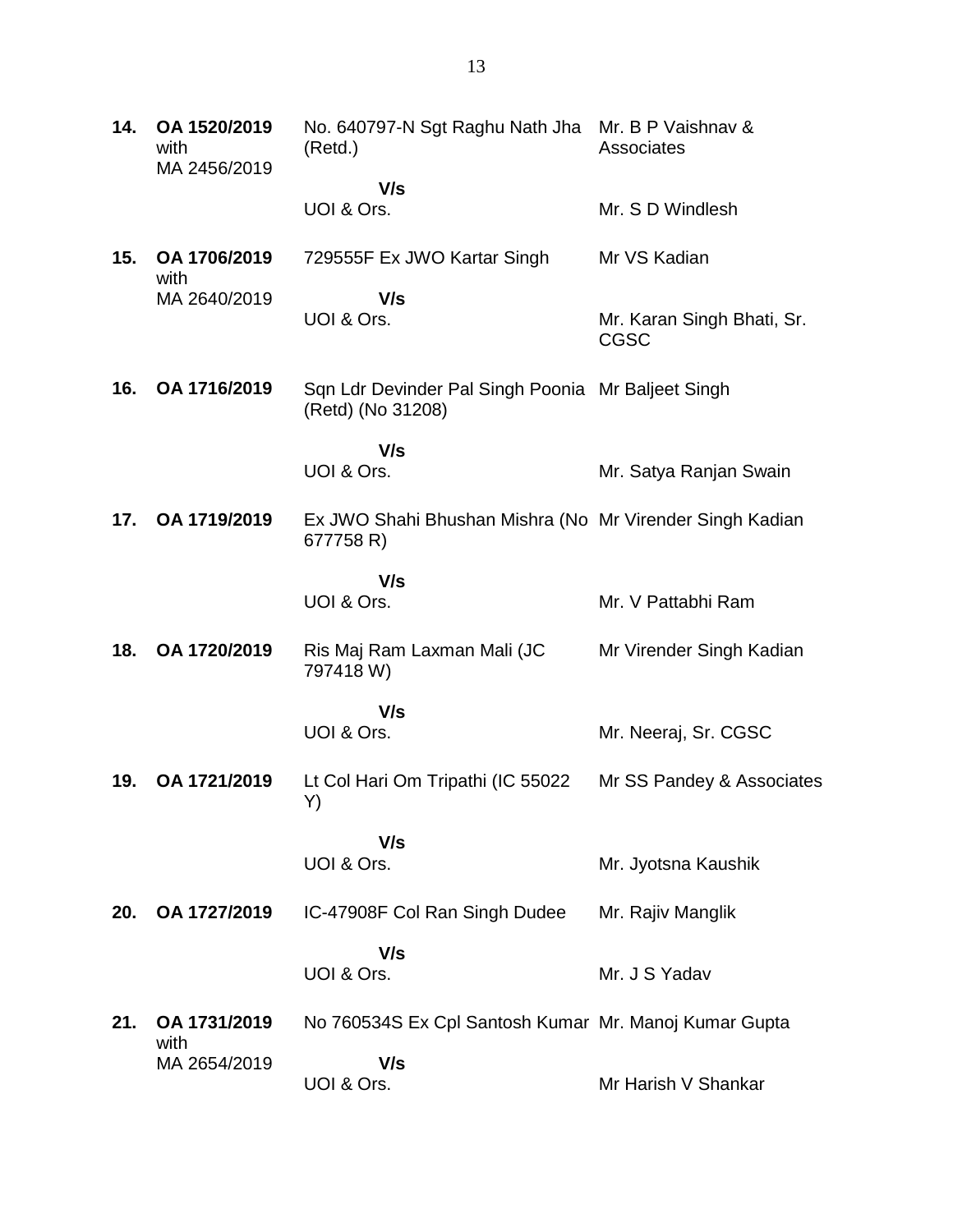| | | | |
|---|---|---|---|
| **14.** | **OA 1520/2019** with MA 2456/2019 | No. 640797-N Sgt Raghu Nath Jha (Retd.) | Mr. B P Vaishnav & Associates |
| | | **V/s** | |
| | | UOI & Ors. | Mr. S D Windlesh |
| **15.** | **OA 1706/2019** with MA 2640/2019 | 729555F Ex JWO Kartar Singh | Mr VS Kadian |
| | | **V/s** | |
| | | UOI & Ors. | Mr. Karan Singh Bhati, Sr. CGSC |
| **16.** | **OA 1716/2019** | Sqn Ldr Devinder Pal Singh Poonia (Retd) (No 31208) | Mr Baljeet Singh |
| | | **V/s** | |
| | | UOI & Ors. | Mr. Satya Ranjan Swain |
| **17.** | **OA 1719/2019** | Ex JWO Shahi Bhushan Mishra (No 677758 R) | Mr Virender Singh Kadian |
| | | **V/s** | |
| | | UOI & Ors. | Mr. V Pattabhi Ram |
| **18.** | **OA 1720/2019** | Ris Maj Ram Laxman Mali (JC 797418 W) | Mr Virender Singh Kadian |
| | | **V/s** | |
| | | UOI & Ors. | Mr. Neeraj, Sr. CGSC |
| **19.** | **OA 1721/2019** | Lt Col Hari Om Tripathi (IC 55022 Y) | Mr SS Pandey & Associates |
| | | **V/s** | |
| | | UOI & Ors. | Mr. Jyotsna Kaushik |
| **20.** | **OA 1727/2019** | IC-47908F Col Ran Singh Dudee | Mr. Rajiv Manglik |
| | | **V/s** | |
| | | UOI & Ors. | Mr. J S Yadav |
| **21.** | **OA 1731/2019** with MA 2654/2019 | No 760534S Ex Cpl Santosh Kumar | Mr. Manoj Kumar Gupta |
| | | **V/s** | |
| | | UOI & Ors. | Mr Harish V Shankar |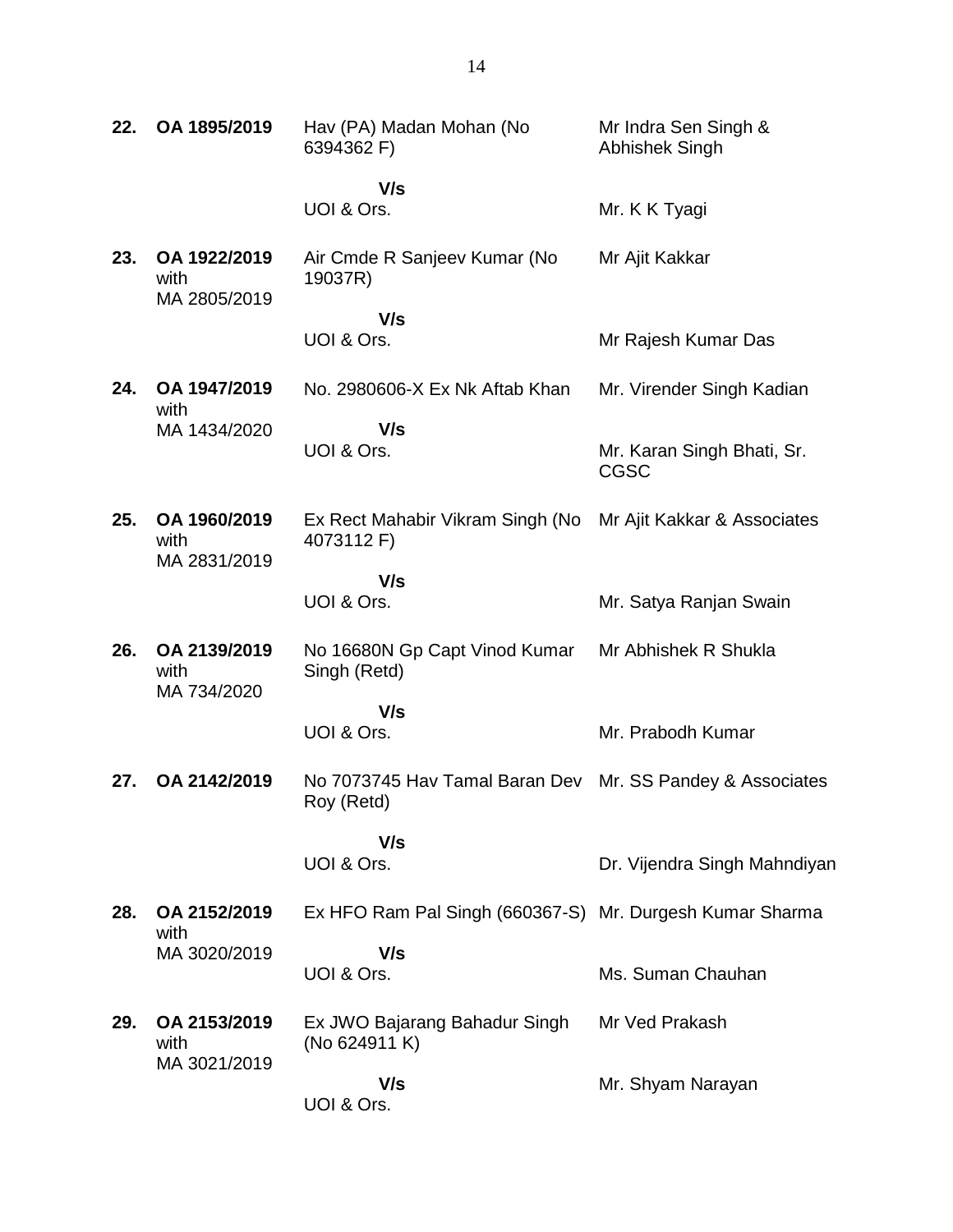| | | | |
|---|---|---|---|
| **22.** | **OA 1895/2019** | Hav (PA) Madan Mohan (No 6394362 F)<br><br>**V/s**<br>UOI & Ors. | Mr Indra Sen Singh & Abhishek Singh<br><br>Mr. K K Tyagi |
| **23.** | **OA 1922/2019** with MA 2805/2019 | Air Cmde R Sanjeev Kumar (No 19037R)<br><br>**V/s**<br>UOI & Ors. | Mr Ajit Kakkar<br><br>Mr Rajesh Kumar Das |
| **24.** | **OA 1947/2019** with MA 1434/2020 | No. 2980606-X Ex Nk Aftab Khan<br><br>**V/s**<br>UOI & Ors. | Mr. Virender Singh Kadian<br><br>Mr. Karan Singh Bhati, Sr. CGSC |
| **25.** | **OA 1960/2019** with MA 2831/2019 | Ex Rect Mahabir Vikram Singh (No 4073112 F)<br><br>**V/s**<br>UOI & Ors. | Mr Ajit Kakkar & Associates<br><br>Mr. Satya Ranjan Swain |
| **26.** | **OA 2139/2019** with MA 734/2020 | No 16680N Gp Capt Vinod Kumar Singh (Retd)<br><br>**V/s**<br>UOI & Ors. | Mr Abhishek R Shukla<br><br>Mr. Prabodh Kumar |
| **27.** | **OA 2142/2019** | No 7073745 Hav Tamal Baran Dev Roy (Retd)<br><br>**V/s**<br>UOI & Ors. | Mr. SS Pandey & Associates<br><br>Dr. Vijendra Singh Mahndiyan |
| **28.** | **OA 2152/2019** with MA 3020/2019 | Ex HFO Ram Pal Singh (660367-S)<br><br>**V/s**<br>UOI & Ors. | Mr. Durgesh Kumar Sharma<br><br>Ms. Suman Chauhan |
| **29.** | **OA 2153/2019** with MA 3021/2019 | Ex JWO Bajarang Bahadur Singh (No 624911 K)<br><br>**V/s**<br>UOI & Ors. | Mr Ved Prakash<br><br>Mr. Shyam Narayan |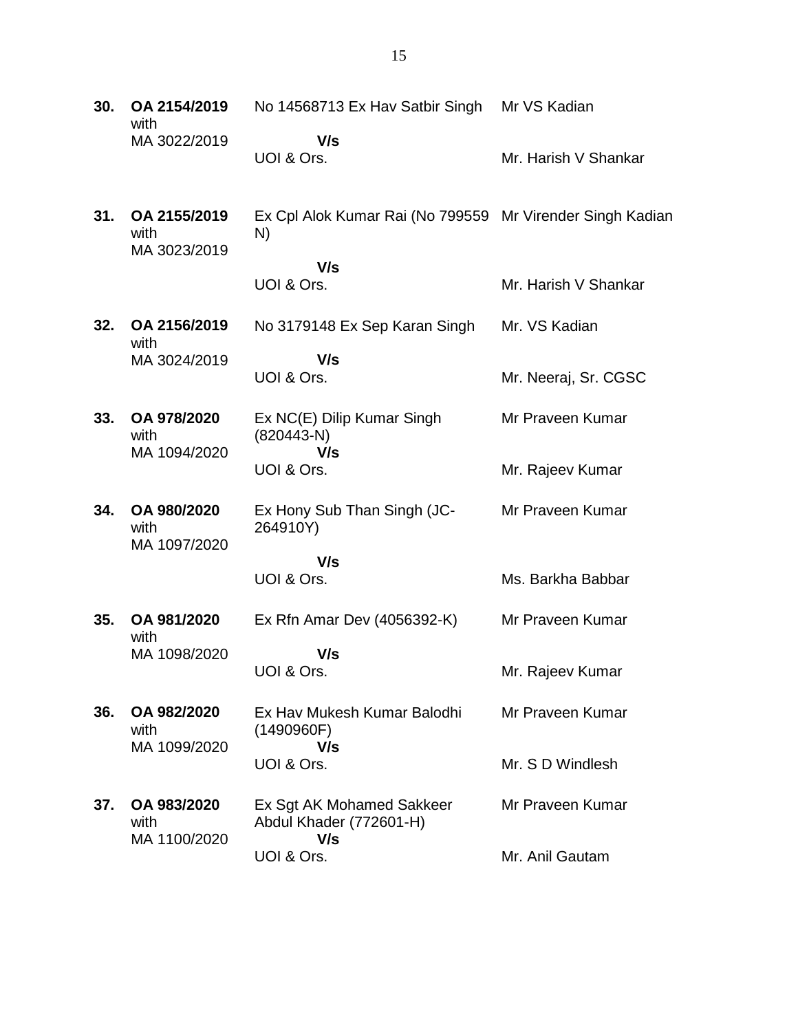| | | | |
|---|---|---|---|
| **30.** | **OA 2154/2019** with MA 3022/2019 | No 14568713 Ex Hav Satbir Singh<br>**V/s**<br>UOI & Ors. | Mr VS Kadian<br><br>Mr. Harish V Shankar |
| **31.** | **OA 2155/2019** with MA 3023/2019 | Ex Cpl Alok Kumar Rai (No 799559 N)<br>**V/s**<br>UOI & Ors. | Mr Virender Singh Kadian<br><br>Mr. Harish V Shankar |
| **32.** | **OA 2156/2019** with MA 3024/2019 | No 3179148 Ex Sep Karan Singh<br>**V/s**<br>UOI & Ors. | Mr. VS Kadian<br><br>Mr. Neeraj, Sr. CGSC |
| **33.** | **OA 978/2020** with MA 1094/2020 | Ex NC(E) Dilip Kumar Singh (820443-N)<br>**V/s**<br>UOI & Ors. | Mr Praveen Kumar<br><br>Mr. Rajeev Kumar |
| **34.** | **OA 980/2020** with MA 1097/2020 | Ex Hony Sub Than Singh (JC-264910Y)<br>**V/s**<br>UOI & Ors. | Mr Praveen Kumar<br><br>Ms. Barkha Babbar |
| **35.** | **OA 981/2020** with MA 1098/2020 | Ex Rfn Amar Dev (4056392-K)<br>**V/s**<br>UOI & Ors. | Mr Praveen Kumar<br><br>Mr. Rajeev Kumar |
| **36.** | **OA 982/2020** with MA 1099/2020 | Ex Hav Mukesh Kumar Balodhi (1490960F)<br>**V/s**<br>UOI & Ors. | Mr Praveen Kumar<br><br>Mr. S D Windlesh |
| **37.** | **OA 983/2020** with MA 1100/2020 | Ex Sgt AK Mohamed Sakkeer Abdul Khader (772601-H)<br>**V/s**<br>UOI & Ors. | Mr Praveen Kumar<br><br>Mr. Anil Gautam |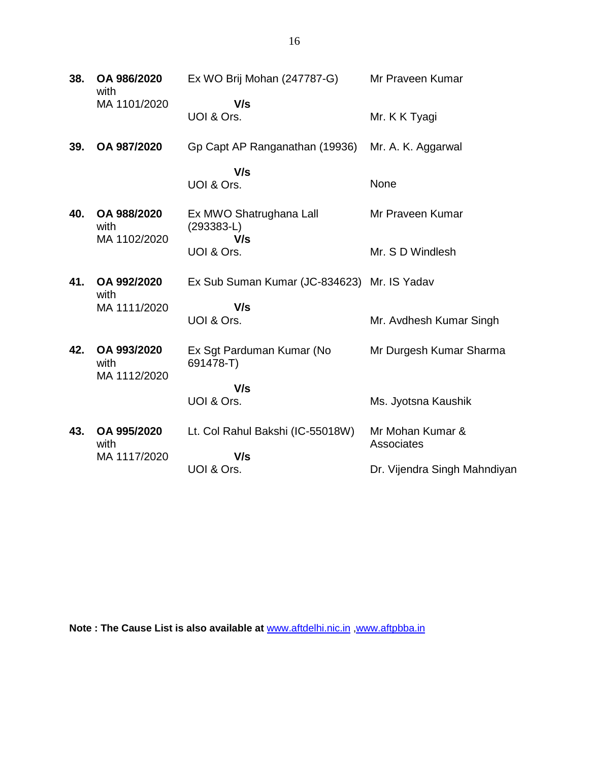| | | | |
|---|---|---|---|
| **38.** | **OA 986/2020** with MA 1101/2020 | Ex WO Brij Mohan (247787-G) **V/s** UOI & Ors. | Mr Praveen Kumar<br><br>Mr. K K Tyagi |
| **39.** | **OA 987/2020** | Gp Capt AP Ranganathan (19936) **V/s** UOI & Ors. | Mr. A. K. Aggarwal<br><br>None |
| **40.** | **OA 988/2020** with MA 1102/2020 | Ex MWO Shatrughana Lall (293383-L) **V/s** UOI & Ors. | Mr Praveen Kumar<br><br>Mr. S D Windlesh |
| **41.** | **OA 992/2020** with MA 1111/2020 | Ex Sub Suman Kumar (JC-834623) **V/s** UOI & Ors. | Mr. IS Yadav<br><br>Mr. Avdhesh Kumar Singh |
| **42.** | **OA 993/2020** with MA 1112/2020 | Ex Sgt Parduman Kumar (No 691478-T) **V/s** UOI & Ors. | Mr Durgesh Kumar Sharma<br><br>Ms. Jyotsna Kaushik |
| **43.** | **OA 995/2020** with MA 1117/2020 | Lt. Col Rahul Bakshi (IC-55018W) **V/s** UOI & Ors. | Mr Mohan Kumar & Associates<br><br>Dr. Vijendra Singh Mahndiyan |

**Note : The Cause List is also available at** www.aftdelhi.nic.in ,www.aftpbba.in